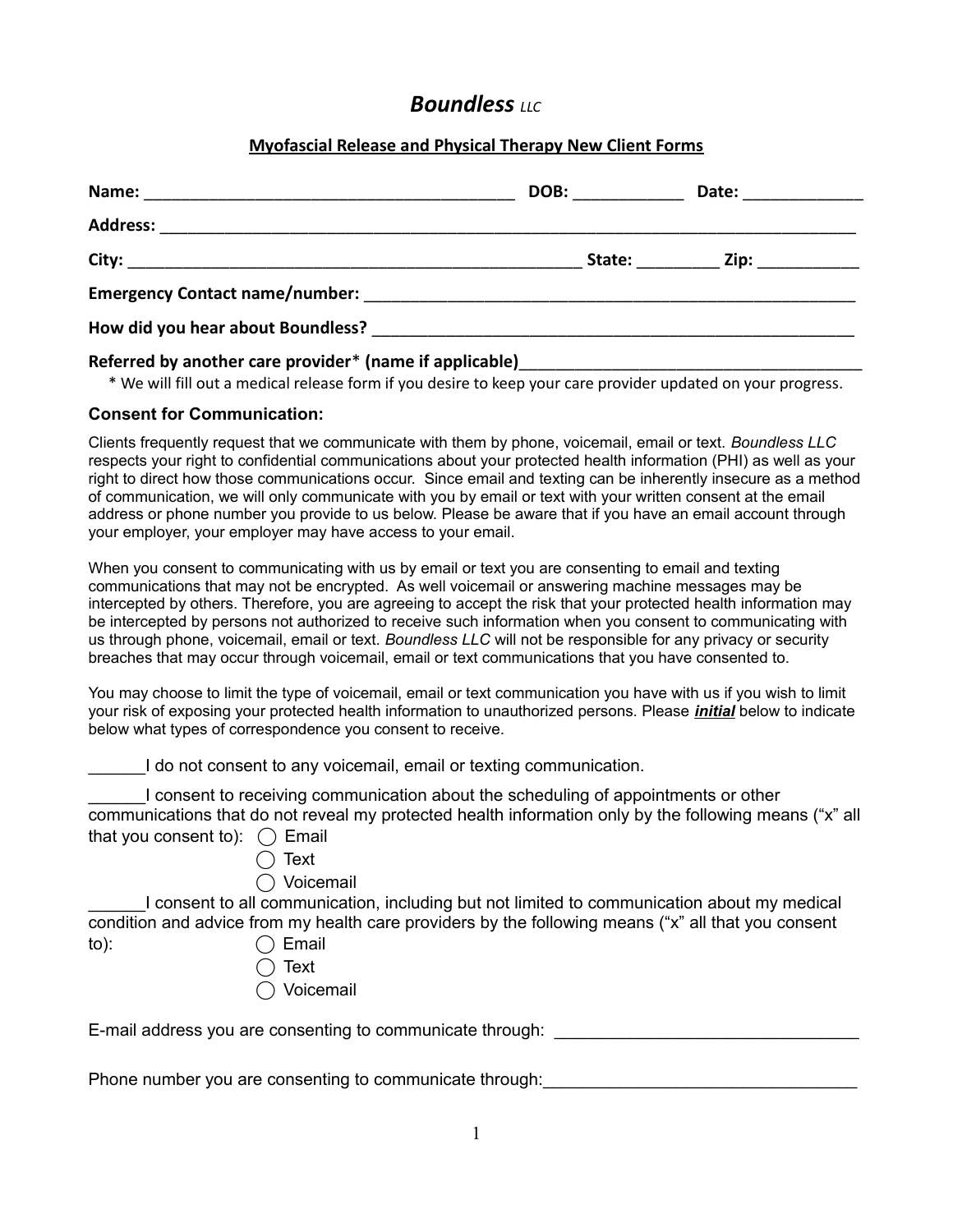# *Boundless* LLC

## Myofascial Release and Physical Therapy New Client Forms

**Name:** ________________________________________ **DOB:** ____________ **Date:** _____________

**Address:** ________________________________________________________________________________

**City:** ___________________________________________________ **State:** _________ **Zip:** ___________

**Emergency Contact name/number:** _________________________________________________________

**How did you hear about Boundless?** _______________________________________________________

**Referred by another care provider\* (name if applicable)**_____________________________________

\* We will fill out a medical release form if you desire to keep your care provider updated on your progress.

### Consent for Communication:

Clients frequently request that we communicate with them by phone, voicemail, email or text. *Boundless LLC* respects your right to confidential communications about your protected health information (PHI) as well as your right to direct how those communications occur. Since email and texting can be inherently insecure as a method of communication, we will only communicate with you by email or text with your written consent at the email address or phone number you provide to us below. Please be aware that if you have an email account through your employer, your employer may have access to your email.

When you consent to communicating with us by email or text you are consenting to email and texting communications that may not be encrypted. As well voicemail or answering machine messages may be intercepted by others. Therefore, you are agreeing to accept the risk that your protected health information may be intercepted by persons not authorized to receive such information when you consent to communicating with us through phone, voicemail, email or text. *Boundless LLC* will not be responsible for any privacy or security breaches that may occur through voicemail, email or text communications that you have consented to.

You may choose to limit the type of voicemail, email or text communication you have with us if you wish to limit your risk of exposing your protected health information to unauthorized persons. Please ***initial*** below to indicate below what types of correspondence you consent to receive.

______I do not consent to any voicemail, email or texting communication.

______I consent to receiving communication about the scheduling of appointments or other communications that do not reveal my protected health information only by the following means ("x" all that you consent to):

- ◯ Email
- ◯ Text
- ◯ Voicemail

______I consent to all communication, including but not limited to communication about my medical condition and advice from my health care providers by the following means ("x" all that you consent to):

- ◯ Email
- ◯ Text
- ◯ Voicemail

E-mail address you are consenting to communicate through: ________________________________

Phone number you are consenting to communicate through:_________________________________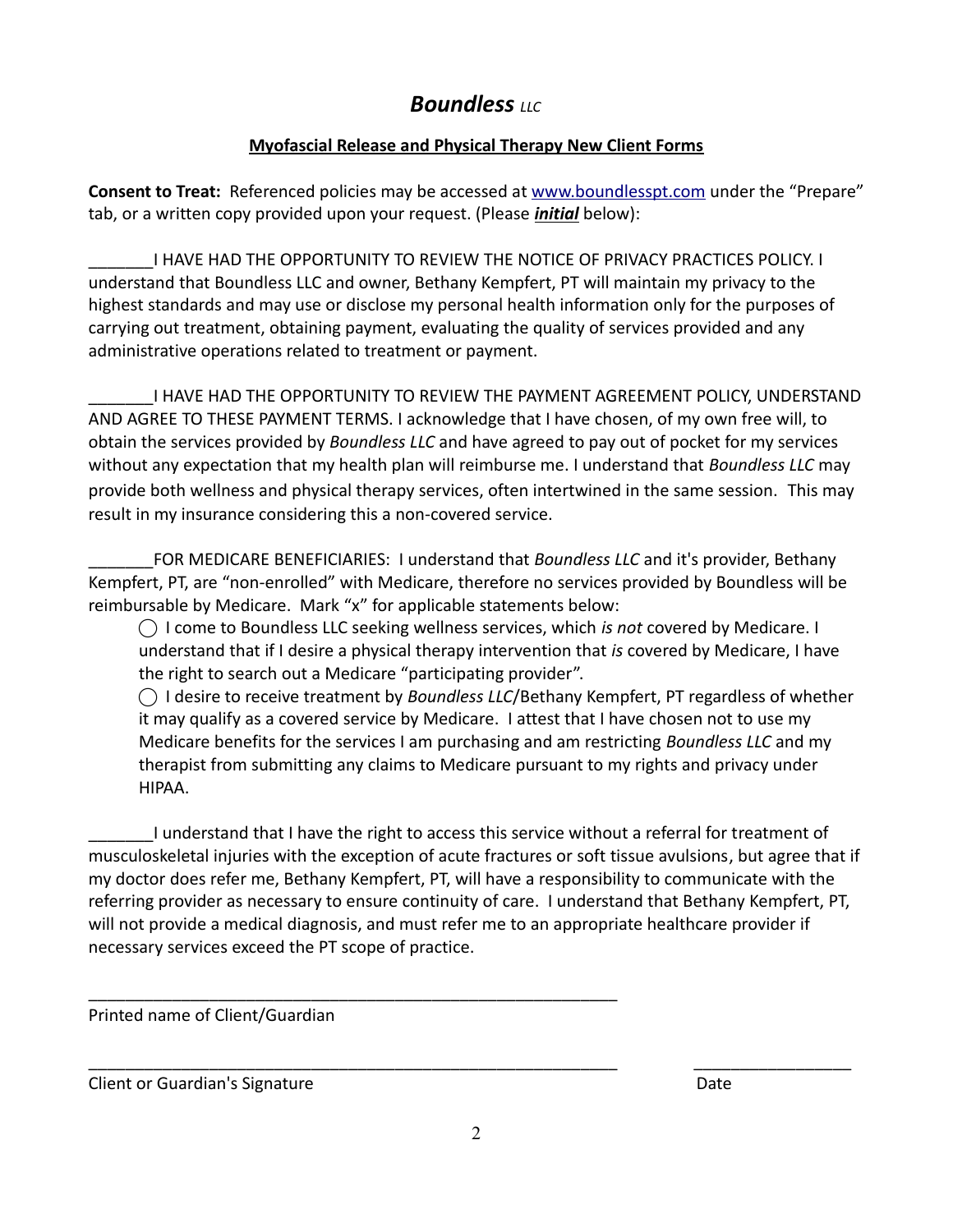# *Boundless* *LLC*

## Myofascial Release and Physical Therapy New Client Forms

**Consent to Treat:** Referenced policies may be accessed at [www.boundlesspt.com](http://www.boundlesspt.com) under the "Prepare" tab, or a written copy provided upon your request. (Please ***initial*** below):

_______I HAVE HAD THE OPPORTUNITY TO REVIEW THE NOTICE OF PRIVACY PRACTICES POLICY. I understand that Boundless LLC and owner, Bethany Kempfert, PT will maintain my privacy to the highest standards and may use or disclose my personal health information only for the purposes of carrying out treatment, obtaining payment, evaluating the quality of services provided and any administrative operations related to treatment or payment.

_______I HAVE HAD THE OPPORTUNITY TO REVIEW THE PAYMENT AGREEMENT POLICY, UNDERSTAND AND AGREE TO THESE PAYMENT TERMS. I acknowledge that I have chosen, of my own free will, to obtain the services provided by *Boundless LLC* and have agreed to pay out of pocket for my services without any expectation that my health plan will reimburse me. I understand that *Boundless LLC* may provide both wellness and physical therapy services, often intertwined in the same session. This may result in my insurance considering this a non-covered service.

_______FOR MEDICARE BENEFICIARIES: I understand that *Boundless LLC* and it's provider, Bethany Kempfert, PT, are "non-enrolled" with Medicare, therefore no services provided by Boundless will be reimbursable by Medicare. Mark "x" for applicable statements below:

◯ I come to Boundless LLC seeking wellness services, which *is not* covered by Medicare. I understand that if I desire a physical therapy intervention that *is* covered by Medicare, I have the right to search out a Medicare "participating provider".

◯ I desire to receive treatment by *Boundless LLC*/Bethany Kempfert, PT regardless of whether it may qualify as a covered service by Medicare. I attest that I have chosen not to use my Medicare benefits for the services I am purchasing and am restricting *Boundless LLC* and my therapist from submitting any claims to Medicare pursuant to my rights and privacy under HIPAA.

_______I understand that I have the right to access this service without a referral for treatment of musculoskeletal injuries with the exception of acute fractures or soft tissue avulsions, but agree that if my doctor does refer me, Bethany Kempfert, PT, will have a responsibility to communicate with the referring provider as necessary to ensure continuity of care. I understand that Bethany Kempfert, PT, will not provide a medical diagnosis, and must refer me to an appropriate healthcare provider if necessary services exceed the PT scope of practice.

_____________________________________________
Printed name of Client/Guardian

_____________________________________________ _________________
Client or Guardian's Signature Date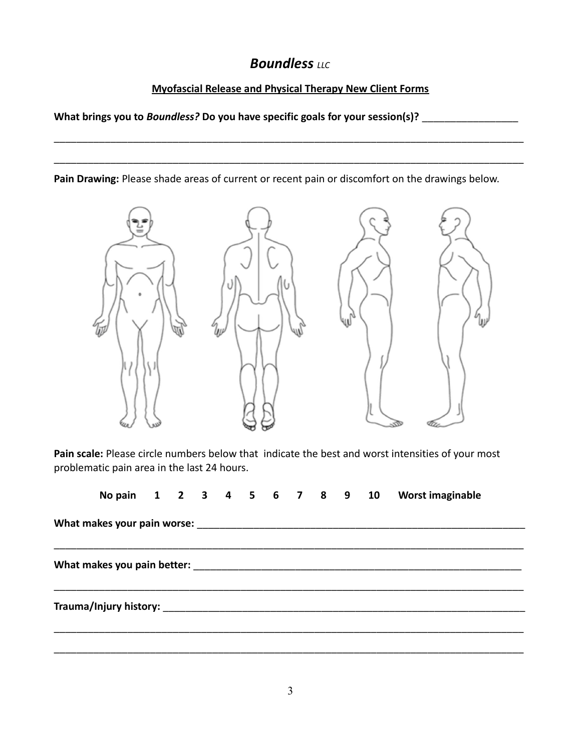# *Boundless* LLC

**Myofascial Release and Physical Therapy New Client Forms**

**What brings you to *Boundless?* Do you have specific goals for your session(s)?** _________________

_____________________________________________________________________________________

_____________________________________________________________________________________

**Pain Drawing:** Please shade areas of current or recent pain or discomfort on the drawings below.

**Pain scale:** Please circle numbers below that indicate the best and worst intensities of your most problematic pain area in the last 24 hours.

**No pain 1 2 3 4 5 6 7 8 9 10 Worst imaginable**

**What makes your pain worse:** _____________________________________________________________

_____________________________________________________________________________________

**What makes you pain better:** ____________________________________________________________

_____________________________________________________________________________________

**Trauma/Injury history:** _________________________________________________________________

_____________________________________________________________________________________

_____________________________________________________________________________________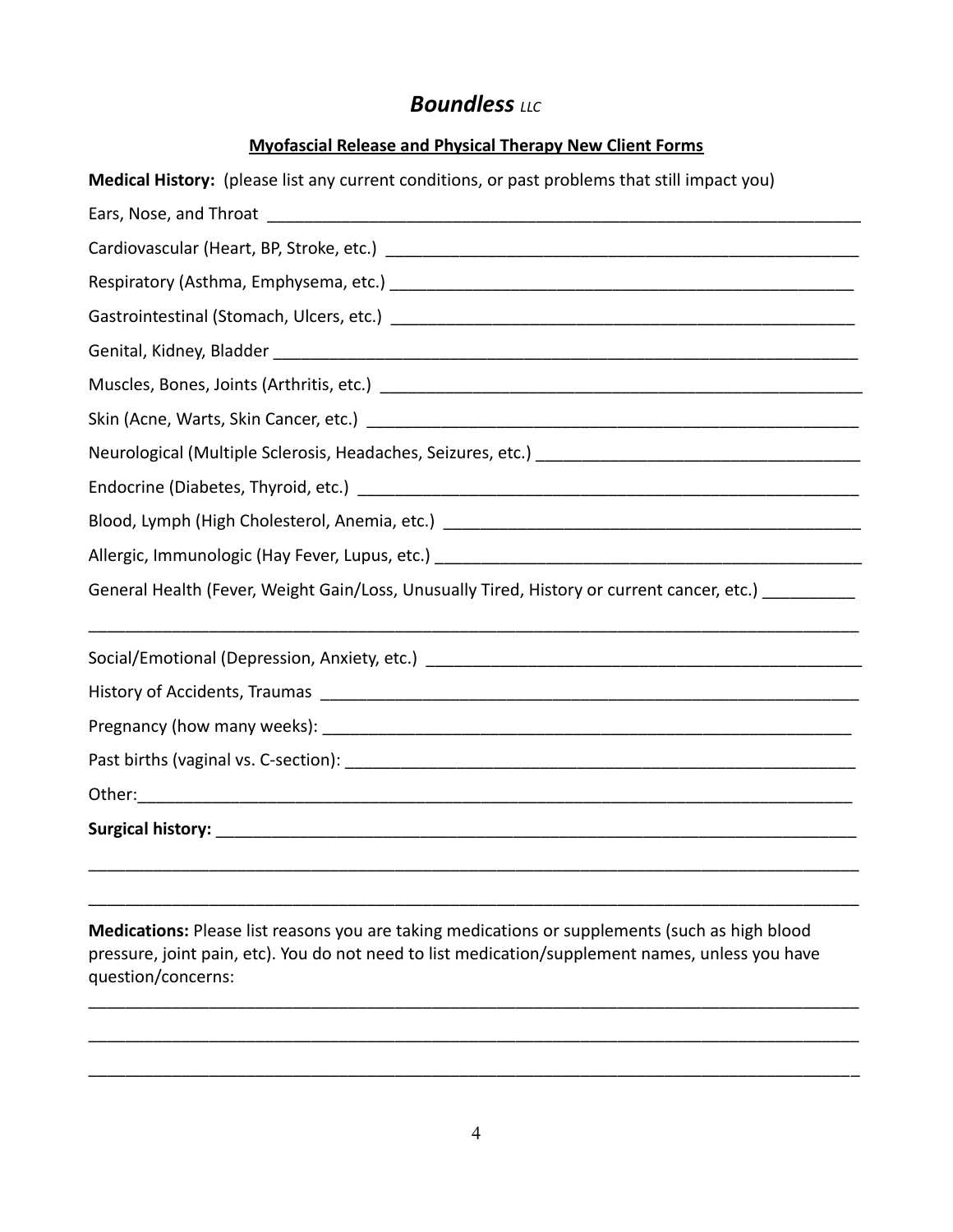# ***Boundless** LLC*

**Myofascial Release and Physical Therapy New Client Forms**

**Medical History:** (please list any current conditions, or past problems that still impact you)

Ears, Nose, and Throat ___________________________________________________________________

Cardiovascular (Heart, BP, Stroke, etc.) ____________________________________________________

Respiratory (Asthma, Emphysema, etc.) ___________________________________________________

Gastrointestinal (Stomach, Ulcers, etc.) ___________________________________________________

Genital, Kidney, Bladder __________________________________________________________________

Muscles, Bones, Joints (Arthritis, etc.) _____________________________________________________

Skin (Acne, Warts, Skin Cancer, etc.) _____________________________________________________

Neurological (Multiple Sclerosis, Headaches, Seizures, etc.) ___________________________________

Endocrine (Diabetes, Thyroid, etc.) _______________________________________________________

Blood, Lymph (High Cholesterol, Anemia, etc.) ______________________________________________

Allergic, Immunologic (Hay Fever, Lupus, etc.) ______________________________________________

General Health (Fever, Weight Gain/Loss, Unusually Tired, History or current cancer, etc.) __________

_____________________________________________________________________________________

Social/Emotional (Depression, Anxiety, etc.) ________________________________________________

History of Accidents, Traumas ____________________________________________________________

Pregnancy (how many weeks): ____________________________________________________________

Past births (vaginal vs. C-section): _________________________________________________________

Other:_________________________________________________________________________________

**Surgical history:** _______________________________________________________________________

_____________________________________________________________________________________

_____________________________________________________________________________________

**Medications:** Please list reasons you are taking medications or supplements (such as high blood pressure, joint pain, etc). You do not need to list medication/supplement names, unless you have question/concerns:

_____________________________________________________________________________________

_____________________________________________________________________________________

_____________________________________________________________________________________